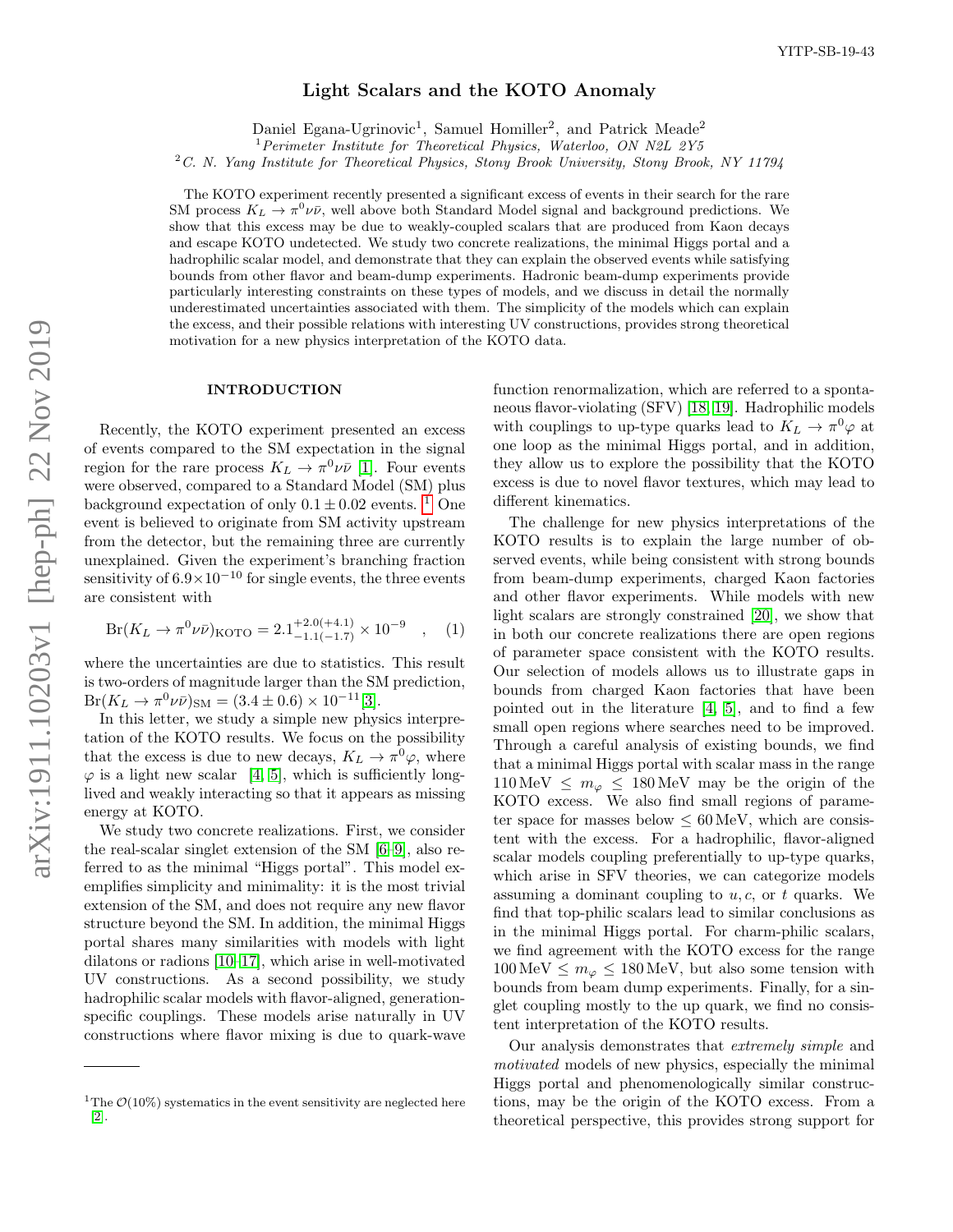YITP-SB-19-43

# Light Scalars and the KOTO Anomaly

Daniel Egana-Ugrinovic[1], Samuel Homiller[2], and Patrick Meade[2]

[1] *Perimeter Institute for Theoretical Physics, Waterloo, ON N2L 2Y5*
[2] *C. N. Yang Institute for Theoretical Physics, Stony Brook University, Stony Brook, NY 11794*

The KOTO experiment recently presented a significant excess of events in their search for the rare SM process $K_L \to \pi^0 \nu\bar{\nu}$, well above both Standard Model signal and background predictions. We show that this excess may be due to weakly-coupled scalars that are produced from Kaon decays and escape KOTO undetected. We study two concrete realizations, the minimal Higgs portal and a hadrophilic scalar model, and demonstrate that they can explain the observed events while satisfying bounds from other flavor and beam-dump experiments. Hadronic beam-dump experiments provide particularly interesting constraints on these types of models, and we discuss in detail the normally underestimated uncertainties associated with them. The simplicity of the models which can explain the excess, and their possible relations with interesting UV constructions, provides strong theoretical motivation for a new physics interpretation of the KOTO data.

## INTRODUCTION

Recently, the KOTO experiment presented an excess of events compared to the SM expectation in the signal region for the rare process $K_L \to \pi^0 \nu\bar{\nu}$ [1]. Four events were observed, compared to a Standard Model (SM) plus background expectation of only $0.1 \pm 0.02$ events. [1] One event is believed to originate from SM activity upstream from the detector, but the remaining three are currently unexplained. Given the experiment's branching fraction sensitivity of $6.9 \times 10^{-10}$ for single events, the three events are consistent with

$$\mathrm{Br}(K_L \to \pi^0 \nu\bar{\nu})_{\mathrm{KOTO}} = 2.1^{+2.0(+4.1)}_{-1.1(-1.7)} \times 10^{-9} \quad , \quad (1)$$

where the uncertainties are due to statistics. This result is two-orders of magnitude larger than the SM prediction, $\mathrm{Br}(K_L \to \pi^0 \nu\bar{\nu})_{\mathrm{SM}} = (3.4 \pm 0.6) \times 10^{-11}$ [3].

In this letter, we study a simple new physics interpretation of the KOTO results. We focus on the possibility that the excess is due to new decays, $K_L \to \pi^0 \varphi$, where $\varphi$ is a light new scalar [4, 5], which is sufficiently long-lived and weakly interacting so that it appears as missing energy at KOTO.

We study two concrete realizations. First, we consider the real-scalar singlet extension of the SM [6–9], also referred to as the minimal "Higgs portal". This model exemplifies simplicity and minimality: it is the most trivial extension of the SM, and does not require any new flavor structure beyond the SM. In addition, the minimal Higgs portal shares many similarities with models with light dilatons or radions [10–17], which arise in well-motivated UV constructions. As a second possibility, we study hadrophilic scalar models with flavor-aligned, generation-specific couplings. These models arise naturally in UV constructions where flavor mixing is due to quark-wave function renormalization, which are referred to a spontaneous flavor-violating (SFV) [18, 19]. Hadrophilic models with couplings to up-type quarks lead to $K_L \to \pi^0 \varphi$ at one loop as the minimal Higgs portal, and in addition, they allow us to explore the possibility that the KOTO excess is due to novel flavor textures, which may lead to different kinematics.

The challenge for new physics interpretations of the KOTO results is to explain the large number of observed events, while being consistent with strong bounds from beam-dump experiments, charged Kaon factories and other flavor experiments. While models with new light scalars are strongly constrained [20], we show that in both our concrete realizations there are open regions of parameter space consistent with the KOTO results. Our selection of models allows us to illustrate gaps in bounds from charged Kaon factories that have been pointed out in the literature [4, 5], and to find a few small open regions where searches need to be improved. Through a careful analysis of existing bounds, we find that a minimal Higgs portal with scalar mass in the range $110\,\mathrm{MeV} \leq m_\varphi \leq 180\,\mathrm{MeV}$ may be the origin of the KOTO excess. We also find small regions of parameter space for masses below $\leq 60\,\mathrm{MeV}$, which are consistent with the excess. For a hadrophilic, flavor-aligned scalar models coupling preferentially to up-type quarks, which arise in SFV theories, we can categorize models assuming a dominant coupling to $u, c$, or $t$ quarks. We find that top-philic scalars lead to similar conclusions as in the minimal Higgs portal. For charm-philic scalars, we find agreement with the KOTO excess for the range $100\,\mathrm{MeV} \leq m_\varphi \leq 180\,\mathrm{MeV}$, but also some tension with bounds from beam dump experiments. Finally, for a singlet coupling mostly to the up quark, we find no consistent interpretation of the KOTO results.

Our analysis demonstrates that *extremely simple* and *motivated* models of new physics, especially the minimal Higgs portal and phenomenologically similar constructions, may be the origin of the KOTO excess. From a theoretical perspective, this provides strong support for

---

[1] The $\mathcal{O}(10\%)$ systematics in the event sensitivity are neglected here [2].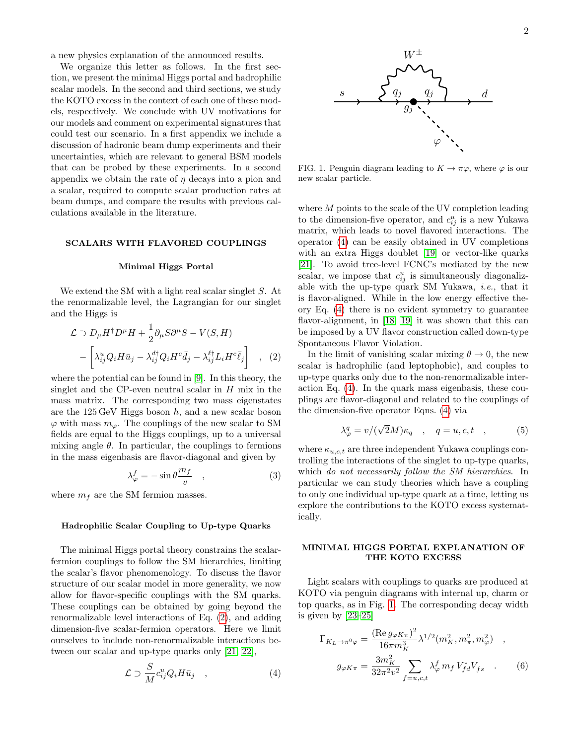a new physics explanation of the announced results.

We organize this letter as follows. In the first section, we present the minimal Higgs portal and hadrophilic scalar models. In the second and third sections, we study the KOTO excess in the context of each one of these models, respectively. We conclude with UV motivations for our models and comment on experimental signatures that could test our scenario. In a first appendix we include a discussion of hadronic beam dump experiments and their uncertainties, which are relevant to general BSM models that can be probed by these experiments. In a second appendix we obtain the rate of $\eta$ decays into a pion and a scalar, required to compute scalar production rates at beam dumps, and compare the results with previous calculations available in the literature.

## SCALARS WITH FLAVORED COUPLINGS

### Minimal Higgs Portal

We extend the SM with a light real scalar singlet $S$. At the renormalizable level, the Lagrangian for our singlet and the Higgs is

$$\mathcal{L} \supset D_\mu H^\dagger D^\mu H + \frac{1}{2}\partial_\mu S \partial^\mu S - V(S,H) - \left[\lambda^u_{ij} Q_i H \bar{u}_j - \lambda^{d\dagger}_{ij} Q_i H^c \bar{d}_j - \lambda^{\ell\dagger}_{ij} L_i H^c \bar{\ell}_j\right] \quad , \quad (2)$$

where the potential can be found in [9]. In this theory, the singlet and the CP-even neutral scalar in $H$ mix in the mass matrix. The corresponding two mass eigenstates are the 125 GeV Higgs boson $h$, and a new scalar boson $\varphi$ with mass $m_\varphi$. The couplings of the new scalar to SM fields are equal to the Higgs couplings, up to a universal mixing angle $\theta$. In particular, the couplings to fermions in the mass eigenbasis are flavor-diagonal and given by

$$\lambda^f_\varphi = -\sin\theta \frac{m_f}{v} \quad , \quad (3)$$

where $m_f$ are the SM fermion masses.

### Hadrophilic Scalar Coupling to Up-type Quarks

The minimal Higgs portal theory constrains the scalar-fermion couplings to follow the SM hierarchies, limiting the scalar's flavor phenomenology. To discuss the flavor structure of our scalar model in more generality, we now allow for flavor-specific couplings with the SM quarks. These couplings can be obtained by going beyond the renormalizable level interactions of Eq. (2), and adding dimension-five scalar-fermion operators. Here we limit ourselves to include non-renormalizable interactions between our scalar and up-type quarks only [21, 22],

$$\mathcal{L} \supset \frac{S}{M} c^u_{ij} Q_i H \bar{u}_j \quad , \quad (4)$$

where $M$ points to the scale of the UV completion leading to the dimension-five operator, and $c^u_{ij}$ is a new Yukawa matrix, which leads to novel flavored interactions. The operator (4) can be easily obtained in UV completions with an extra Higgs doublet [19] or vector-like quarks [21]. To avoid tree-level FCNC's mediated by the new scalar, we impose that $c^u_{ij}$ is simultaneously diagonalizable with the up-type quark SM Yukawa, *i.e.*, that it is flavor-aligned. While in the low energy effective theory Eq. (4) there is no evident symmetry to guarantee flavor-alignment, in [18, 19] it was shown that this can be imposed by a UV flavor construction called down-type Spontaneous Flavor Violation.

In the limit of vanishing scalar mixing $\theta \to 0$, the new scalar is hadrophilic (and leptophobic), and couples to up-type quarks only due to the non-renormalizable interaction Eq. (4). In the quark mass eigenbasis, these couplings are flavor-diagonal and related to the couplings of the dimension-five operator Eqns. (4) via

$$\lambda^q_\varphi = v/(\sqrt{2}M)\kappa_q \quad , \quad q = u, c, t \quad , \quad (5)$$

where $\kappa_{u,c,t}$ are three independent Yukawa couplings controlling the interactions of the singlet to up-type quarks, which *do not necessarily follow the SM hierarchies*. In particular we can study theories which have a coupling to only one individual up-type quark at a time, letting us explore the contributions to the KOTO excess systematically.

FIG. 1. Penguin diagram leading to $K \to \pi\varphi$, where $\varphi$ is our new scalar particle.

## MINIMAL HIGGS PORTAL EXPLANATION OF THE KOTO EXCESS

Light scalars with couplings to quarks are produced at KOTO via penguin diagrams with internal up, charm or top quarks, as in Fig. 1. The corresponding decay width is given by [23–25]

$$\Gamma_{K_L\to\pi^0\varphi} = \frac{(\mathrm{Re}\, g_{\varphi K\pi})^2}{16\pi m_K^3}\lambda^{1/2}(m_K^2, m_\pi^2, m_\varphi^2) \quad ,$$

$$g_{\varphi K\pi} = \frac{3m_K^2}{32\pi^2 v^2}\sum_{f=u,c,t}\lambda^f_\varphi\, m_f\, V^*_{fd}V_{fs} \quad . \quad (6)$$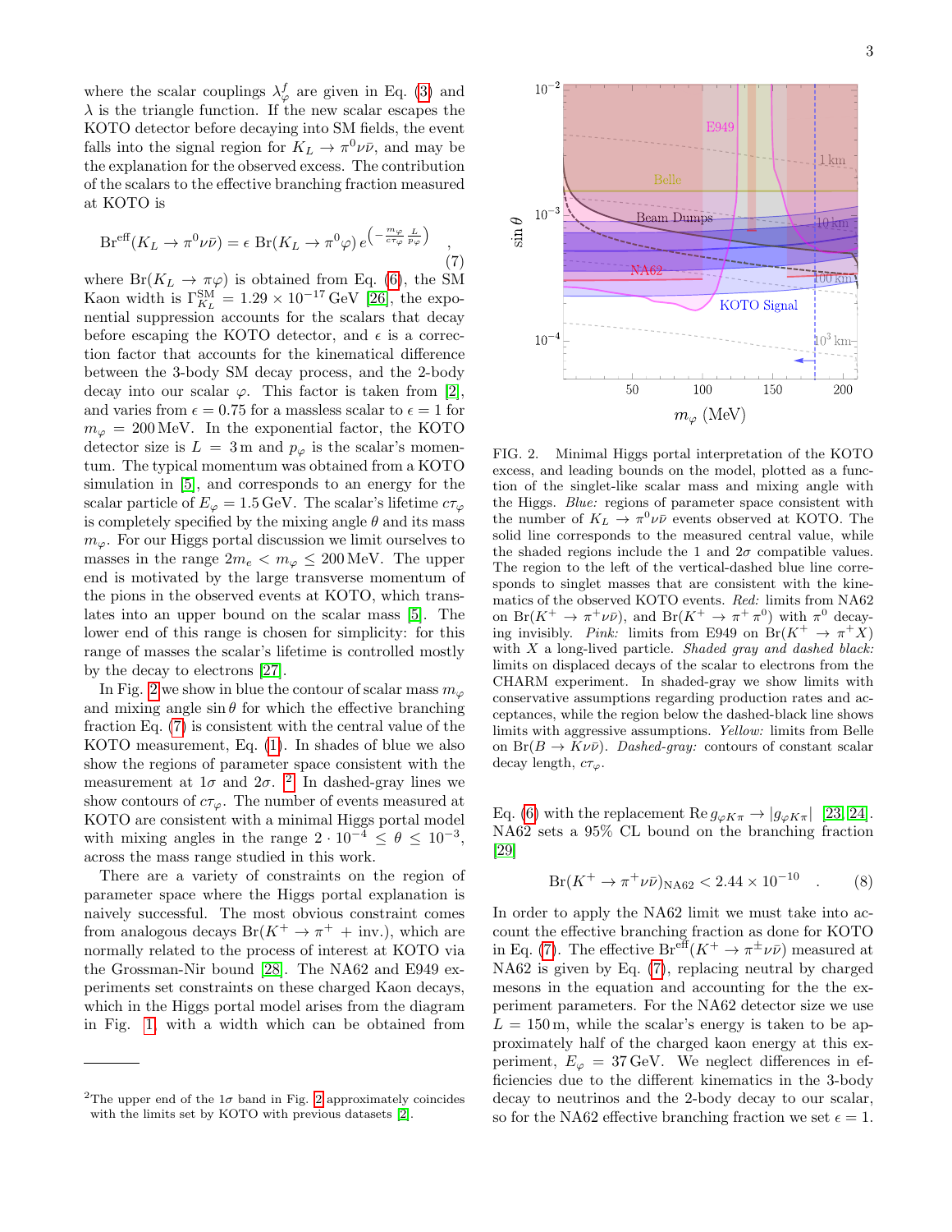where the scalar couplings $\lambda_\varphi^f$ are given in Eq. (3) and $\lambda$ is the triangle function. If the new scalar escapes the KOTO detector before decaying into SM fields, the event falls into the signal region for $K_L \to \pi^0 \nu\bar{\nu}$, and may be the explanation for the observed excess. The contribution of the scalars to the effective branching fraction measured at KOTO is

$$\mathrm{Br}^{\mathrm{eff}}(K_L \to \pi^0 \nu\bar{\nu}) = \epsilon \; \mathrm{Br}(K_L \to \pi^0 \varphi)\, e^{\left(-\frac{m_\varphi}{c\tau_\varphi}\frac{L}{p_\varphi}\right)} \quad , \tag{7}$$

where $\mathrm{Br}(K_L \to \pi\varphi)$ is obtained from Eq. (6), the SM Kaon width is $\Gamma_{K_L}^{\mathrm{SM}} = 1.29 \times 10^{-17}\,\mathrm{GeV}$ [26], the exponential suppression accounts for the scalars that decay before escaping the KOTO detector, and $\epsilon$ is a correction factor that accounts for the kinematical difference between the 3-body SM decay process, and the 2-body decay into our scalar $\varphi$. This factor is taken from [2], and varies from $\epsilon = 0.75$ for a massless scalar to $\epsilon = 1$ for $m_\varphi = 200\,\mathrm{MeV}$. In the exponential factor, the KOTO detector size is $L = 3\,\mathrm{m}$ and $p_\varphi$ is the scalar's momentum. The typical momentum was obtained from a KOTO simulation in [5], and corresponds to an energy for the scalar particle of $E_\varphi = 1.5\,\mathrm{GeV}$. The scalar's lifetime $c\tau_\varphi$ is completely specified by the mixing angle $\theta$ and its mass $m_\varphi$. For our Higgs portal discussion we limit ourselves to masses in the range $2m_e < m_\varphi \leq 200\,\mathrm{MeV}$. The upper end is motivated by the large transverse momentum of the pions in the observed events at KOTO, which translates into an upper bound on the scalar mass [5]. The lower end of this range is chosen for simplicity: for this range of masses the scalar's lifetime is controlled mostly by the decay to electrons [27].

In Fig. 2 we show in blue the contour of scalar mass $m_\varphi$ and mixing angle $\sin\theta$ for which the effective branching fraction Eq. (7) is consistent with the central value of the KOTO measurement, Eq. (1). In shades of blue we also show the regions of parameter space consistent with the measurement at $1\sigma$ and $2\sigma$. [2] In dashed-gray lines we show contours of $c\tau_\varphi$. The number of events measured at KOTO are consistent with a minimal Higgs portal model with mixing angles in the range $2 \cdot 10^{-4} \leq \theta \leq 10^{-3}$, across the mass range studied in this work.

There are a variety of constraints on the region of parameter space where the Higgs portal explanation is naively successful. The most obvious constraint comes from analogous decays $\mathrm{Br}(K^+ \to \pi^+ + \mathrm{inv.})$, which are normally related to the process of interest at KOTO via the Grossman-Nir bound [28]. The NA62 and E949 experiments set constraints on these charged Kaon decays, which in the Higgs portal model arises from the diagram in Fig. 1, with a width which can be obtained from Eq. (6) with the replacement $\mathrm{Re}\, g_{\varphi K\pi} \to |g_{\varphi K\pi}|$ [23, 24]. NA62 sets a 95% CL bound on the branching fraction [29]

$$\mathrm{Br}(K^+ \to \pi^+ \nu\bar{\nu})_{\mathrm{NA62}} < 2.44 \times 10^{-10} \quad . \tag{8}$$

In order to apply the NA62 limit we must take into account the effective branching fraction as done for KOTO in Eq. (7). The effective $\mathrm{Br}^{\mathrm{eff}}(K^+ \to \pi^{\pm}\nu\bar{\nu})$ measured at NA62 is given by Eq. (7), replacing neutral by charged mesons in the equation and accounting for the the experiment parameters. For the NA62 detector size we use $L = 150\,\mathrm{m}$, while the scalar's energy is taken to be approximately half of the charged kaon energy at this experiment, $E_\varphi = 37\,\mathrm{GeV}$. We neglect differences in efficiencies due to the different kinematics in the 3-body decay to neutrinos and the 2-body decay to our scalar, so for the NA62 effective branching fraction we set $\epsilon = 1$.

FIG. 2. Minimal Higgs portal interpretation of the KOTO excess, and leading bounds on the model, plotted as a function of the singlet-like scalar mass and mixing angle with the Higgs. *Blue:* regions of parameter space consistent with the number of $K_L \to \pi^0\nu\bar{\nu}$ events observed at KOTO. The solid line corresponds to the measured central value, while the shaded regions include the 1 and $2\sigma$ compatible values. The region to the left of the vertical-dashed blue line corresponds to singlet masses that are consistent with the kinematics of the observed KOTO events. *Red:* limits from NA62 on $\mathrm{Br}(K^+ \to \pi^+\nu\bar{\nu})$, and $\mathrm{Br}(K^+ \to \pi^+\pi^0)$ with $\pi^0$ decaying invisibly. *Pink:* limits from E949 on $\mathrm{Br}(K^+ \to \pi^+ X)$ with $X$ a long-lived particle. *Shaded gray and dashed black:* limits on displaced decays of the scalar to electrons from the CHARM experiment. In shaded-gray we show limits with conservative assumptions regarding production rates and acceptances, while the region below the dashed-black line shows limits with aggressive assumptions. *Yellow:* limits from Belle on $\mathrm{Br}(B \to K\nu\bar{\nu})$. *Dashed-gray:* contours of constant scalar decay length, $c\tau_\varphi$.

[2] The upper end of the $1\sigma$ band in Fig. 2 approximately coincides with the limits set by KOTO with previous datasets [2].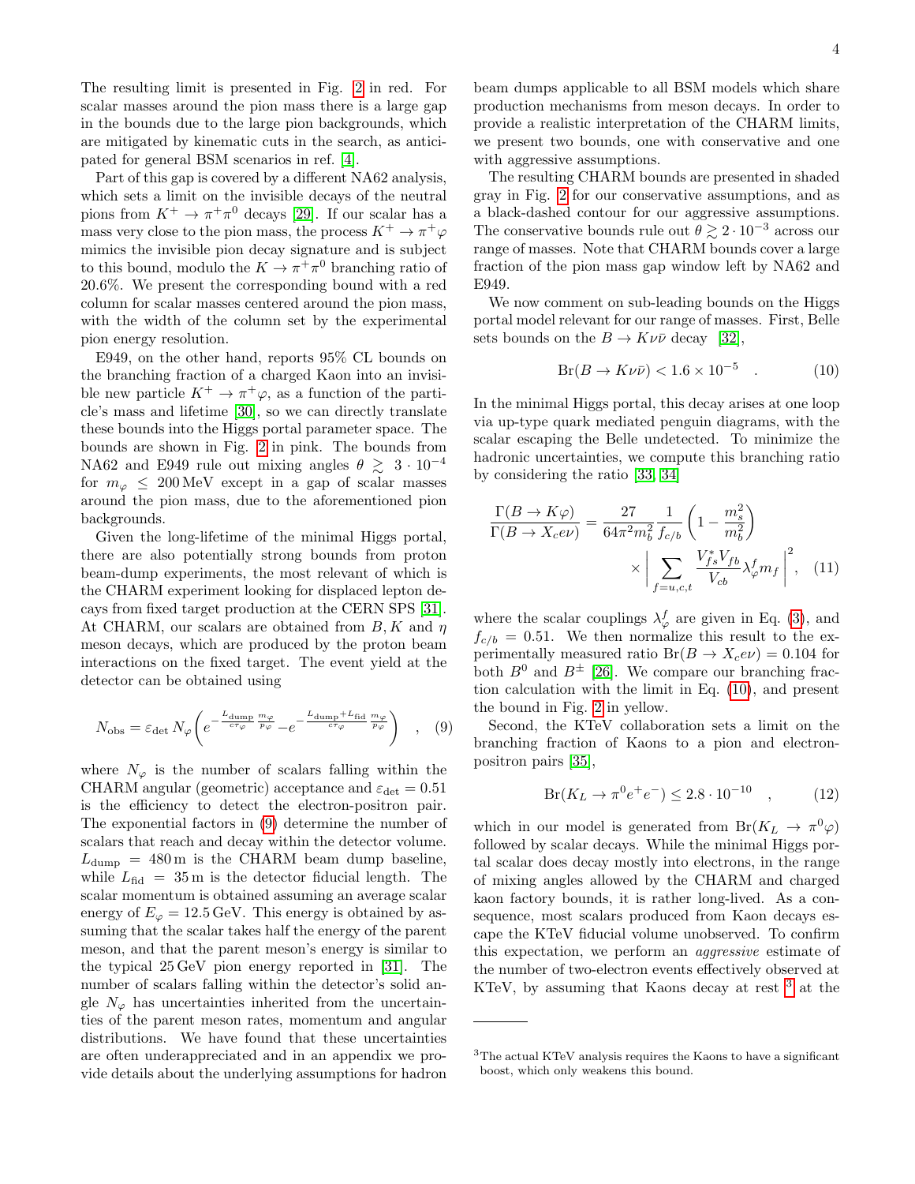The resulting limit is presented in Fig. 2 in red. For scalar masses around the pion mass there is a large gap in the bounds due to the large pion backgrounds, which are mitigated by kinematic cuts in the search, as anticipated for general BSM scenarios in ref. [4].

Part of this gap is covered by a different NA62 analysis, which sets a limit on the invisible decays of the neutral pions from $K^+ \to \pi^+ \pi^0$ decays [29]. If our scalar has a mass very close to the pion mass, the process $K^+ \to \pi^+ \varphi$ mimics the invisible pion decay signature and is subject to this bound, modulo the $K \to \pi^+ \pi^0$ branching ratio of 20.6%. We present the corresponding bound with a red column for scalar masses centered around the pion mass, with the width of the column set by the experimental pion energy resolution.

E949, on the other hand, reports 95% CL bounds on the branching fraction of a charged Kaon into an invisible new particle $K^+ \to \pi^+ \varphi$, as a function of the particle's mass and lifetime [30], so we can directly translate these bounds into the Higgs portal parameter space. The bounds are shown in Fig. 2 in pink. The bounds from NA62 and E949 rule out mixing angles $\theta \gtrsim 3 \cdot 10^{-4}$ for $m_\varphi \leq 200\,\text{MeV}$ except in a gap of scalar masses around the pion mass, due to the aforementioned pion backgrounds.

Given the long-lifetime of the minimal Higgs portal, there are also potentially strong bounds from proton beam-dump experiments, the most relevant of which is the CHARM experiment looking for displaced lepton decays from fixed target production at the CERN SPS [31]. At CHARM, our scalars are obtained from $B, K$ and $\eta$ meson decays, which are produced by the proton beam interactions on the fixed target. The event yield at the detector can be obtained using

$$N_{\text{obs}} = \varepsilon_{\text{det}}\, N_\varphi \left( e^{-\frac{L_{\text{dump}}}{c\tau_\varphi} \frac{m_\varphi}{p_\varphi}} - e^{-\frac{L_{\text{dump}}+L_{\text{fid}}}{c\tau_\varphi} \frac{m_\varphi}{p_\varphi}} \right) \quad , \quad (9)$$

where $N_\varphi$ is the number of scalars falling within the CHARM angular (geometric) acceptance and $\varepsilon_{\text{det}} = 0.51$ is the efficiency to detect the electron-positron pair. The exponential factors in (9) determine the number of scalars that reach and decay within the detector volume. $L_{\text{dump}} = 480\,\text{m}$ is the CHARM beam dump baseline, while $L_{\text{fid}} = 35\,\text{m}$ is the detector fiducial length. The scalar momentum is obtained assuming an average scalar energy of $E_\varphi = 12.5\,\text{GeV}$. This energy is obtained by assuming that the scalar takes half the energy of the parent meson, and that the parent meson's energy is similar to the typical $25\,\text{GeV}$ pion energy reported in [31]. The number of scalars falling within the detector's solid angle $N_\varphi$ has uncertainties inherited from the uncertainties of the parent meson rates, momentum and angular distributions. We have found that these uncertainties are often underappreciated and in an appendix we provide details about the underlying assumptions for hadron beam dumps applicable to all BSM models which share production mechanisms from meson decays. In order to provide a realistic interpretation of the CHARM limits, we present two bounds, one with conservative and one with aggressive assumptions.

The resulting CHARM bounds are presented in shaded gray in Fig. 2 for our conservative assumptions, and as a black-dashed contour for our aggressive assumptions. The conservative bounds rule out $\theta \gtrsim 2 \cdot 10^{-3}$ across our range of masses. Note that CHARM bounds cover a large fraction of the pion mass gap window left by NA62 and E949.

We now comment on sub-leading bounds on the Higgs portal model relevant for our range of masses. First, Belle sets bounds on the $B \to K \nu \bar{\nu}$ decay [32],

$$\text{Br}(B \to K \nu \bar{\nu}) < 1.6 \times 10^{-5} \quad . \quad (10)$$

In the minimal Higgs portal, this decay arises at one loop via up-type quark mediated penguin diagrams, with the scalar escaping the Belle undetected. To minimize the hadronic uncertainties, we compute this branching ratio by considering the ratio [33, 34]

$$\frac{\Gamma(B \to K\varphi)}{\Gamma(B \to X_c e \nu)} = \frac{27}{64\pi^2 m_b^2} \frac{1}{f_{c/b}} \left(1 - \frac{m_s^2}{m_b^2}\right) \times \left| \sum_{f=u,c,t} \frac{V_{fs}^* V_{fb}}{V_{cb}} \lambda_\varphi^f m_f \right|^2 , \quad (11)$$

where the scalar couplings $\lambda_\varphi^f$ are given in Eq. (3), and $f_{c/b} = 0.51$. We then normalize this result to the experimentally measured ratio $\text{Br}(B \to X_c e \nu) = 0.104$ for both $B^0$ and $B^\pm$ [26]. We compare our branching fraction calculation with the limit in Eq. (10), and present the bound in Fig. 2 in yellow.

Second, the KTeV collaboration sets a limit on the branching fraction of Kaons to a pion and electron-positron pairs [35],

$$\text{Br}(K_L \to \pi^0 e^+ e^-) \leq 2.8 \cdot 10^{-10} \quad , \quad (12)$$

which in our model is generated from $\text{Br}(K_L \to \pi^0 \varphi)$ followed by scalar decays. While the minimal Higgs portal scalar does decay mostly into electrons, in the range of mixing angles allowed by the CHARM and charged kaon factory bounds, it is rather long-lived. As a consequence, most scalars produced from Kaon decays escape the KTeV fiducial volume unobserved. To confirm this expectation, we perform an *aggressive* estimate of the number of two-electron events effectively observed at KTeV, by assuming that Kaons decay at rest [3] at the

[3] The actual KTeV analysis requires the Kaons to have a significant boost, which only weakens this bound.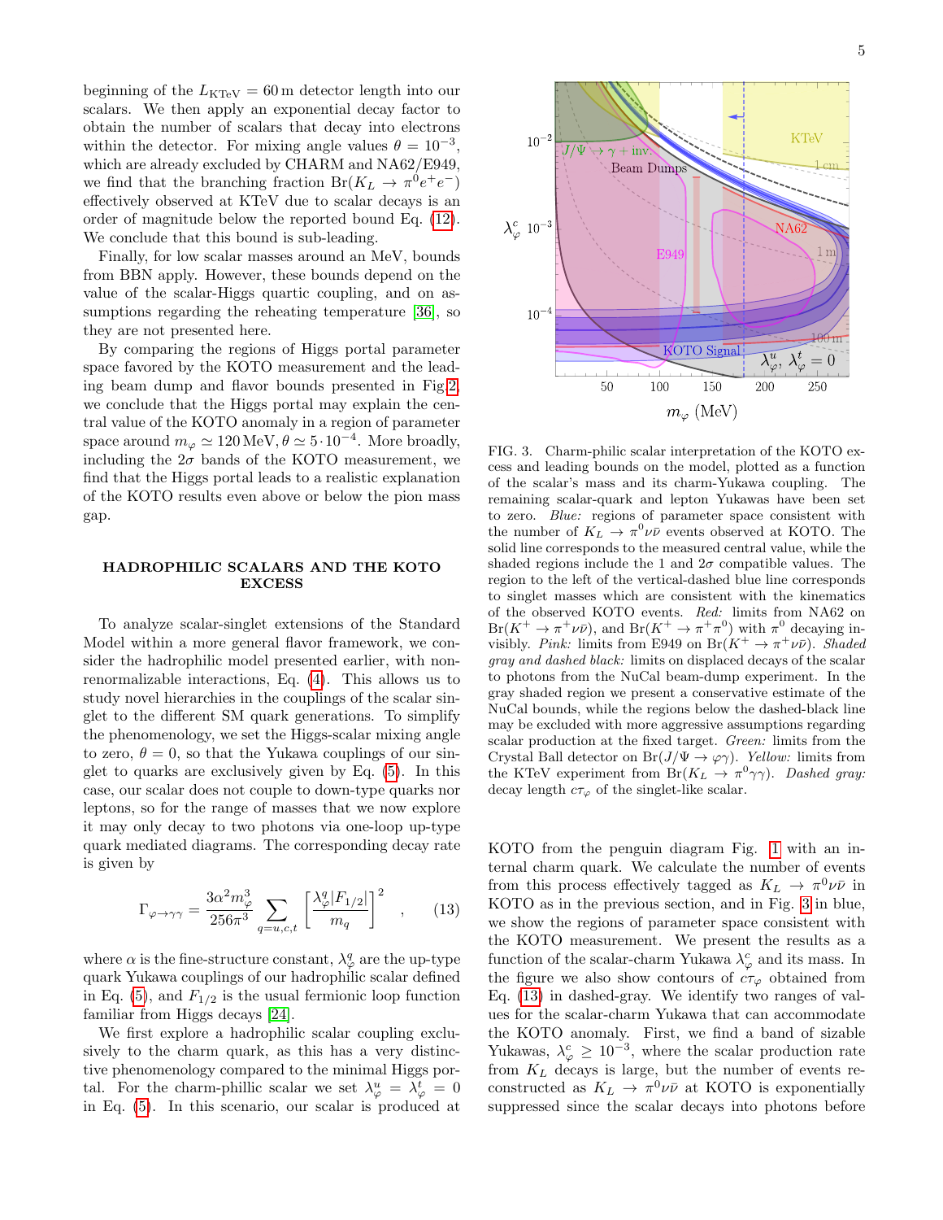beginning of the $L_{\rm KTeV} = 60\,{\rm m}$ detector length into our scalars. We then apply an exponential decay factor to obtain the number of scalars that decay into electrons within the detector. For mixing angle values $\theta = 10^{-3}$, which are already excluded by CHARM and NA62/E949, we find that the branching fraction ${\rm Br}(K_L \to \pi^0 e^+ e^-)$ effectively observed at KTeV due to scalar decays is an order of magnitude below the reported bound Eq. (12). We conclude that this bound is sub-leading.

Finally, for low scalar masses around an MeV, bounds from BBN apply. However, these bounds depend on the value of the scalar-Higgs quartic coupling, and on assumptions regarding the reheating temperature [36], so they are not presented here.

By comparing the regions of Higgs portal parameter space favored by the KOTO measurement and the leading beam dump and flavor bounds presented in Fig 2, we conclude that the Higgs portal may explain the central value of the KOTO anomaly in a region of parameter space around $m_\varphi \simeq 120\,{\rm MeV}, \theta \simeq 5 \cdot 10^{-4}$. More broadly, including the $2\sigma$ bands of the KOTO measurement, we find that the Higgs portal leads to a realistic explanation of the KOTO results even above or below the pion mass gap.

## HADROPHILIC SCALARS AND THE KOTO EXCESS

To analyze scalar-singlet extensions of the Standard Model within a more general flavor framework, we consider the hadrophilic model presented earlier, with non-renormalizable interactions, Eq. (4). This allows us to study novel hierarchies in the couplings of the scalar singlet to the different SM quark generations. To simplify the phenomenology, we set the Higgs-scalar mixing angle to zero, $\theta = 0$, so that the Yukawa couplings of our singlet to quarks are exclusively given by Eq. (5). In this case, our scalar does not couple to down-type quarks nor leptons, so for the range of masses that we now explore it may only decay to two photons via one-loop up-type quark mediated diagrams. The corresponding decay rate is given by

$$\Gamma_{\varphi \to \gamma\gamma} = \frac{3\alpha^2 m_\varphi^3}{256\pi^3} \sum_{q=u,c,t} \left[ \frac{\lambda_\varphi^q |F_{1/2}|}{m_q} \right]^2 \quad , \qquad (13)$$

where $\alpha$ is the fine-structure constant, $\lambda_\varphi^q$ are the up-type quark Yukawa couplings of our hadrophilic scalar defined in Eq. (5), and $F_{1/2}$ is the usual fermionic loop function familiar from Higgs decays [24].

We first explore a hadrophilic scalar coupling exclusively to the charm quark, as this has a very distinctive phenomenology compared to the minimal Higgs portal. For the charm-phillic scalar we set $\lambda_\varphi^u = \lambda_\varphi^t = 0$ in Eq. (5). In this scenario, our scalar is produced at KOTO from the penguin diagram Fig. 1 with an internal charm quark. We calculate the number of events from this process effectively tagged as $K_L \to \pi^0 \nu\bar{\nu}$ in KOTO as in the previous section, and in Fig. 3 in blue, we show the regions of parameter space consistent with the KOTO measurement. We present the results as a function of the scalar-charm Yukawa $\lambda_\varphi^c$ and its mass. In the figure we also show contours of $c\tau_\varphi$ obtained from Eq. (13) in dashed-gray. We identify two ranges of values for the scalar-charm Yukawa that can accommodate the KOTO anomaly. First, we find a band of sizable Yukawas, $\lambda_\varphi^c \geq 10^{-3}$, where the scalar production rate from $K_L$ decays is large, but the number of events reconstructed as $K_L \to \pi^0 \nu\bar{\nu}$ at KOTO is exponentially suppressed since the scalar decays into photons before

FIG. 3. Charm-philic scalar interpretation of the KOTO excess and leading bounds on the model, plotted as a function of the scalar's mass and its charm-Yukawa coupling. The remaining scalar-quark and lepton Yukawas have been set to zero. *Blue:* regions of parameter space consistent with the number of $K_L \to \pi^0 \nu\bar{\nu}$ events observed at KOTO. The solid line corresponds to the measured central value, while the shaded regions include the 1 and $2\sigma$ compatible values. The region to the left of the vertical-dashed blue line corresponds to singlet masses which are consistent with the kinematics of the observed KOTO events. *Red:* limits from NA62 on ${\rm Br}(K^+ \to \pi^+ \nu\bar{\nu})$, and ${\rm Br}(K^+ \to \pi^+ \pi^0)$ with $\pi^0$ decaying invisibly. *Pink:* limits from E949 on ${\rm Br}(K^+ \to \pi^+ \nu\bar{\nu})$. *Shaded gray and dashed black:* limits on displaced decays of the scalar to photons from the NuCal beam-dump experiment. In the gray shaded region we present a conservative estimate of the NuCal bounds, while the regions below the dashed-black line may be excluded with more aggressive assumptions regarding scalar production at the fixed target. *Green:* limits from the Crystal Ball detector on ${\rm Br}(J/\Psi \to \varphi\gamma)$. *Yellow:* limits from the KTeV experiment from ${\rm Br}(K_L \to \pi^0 \gamma\gamma)$. *Dashed gray:* decay length $c\tau_\varphi$ of the singlet-like scalar.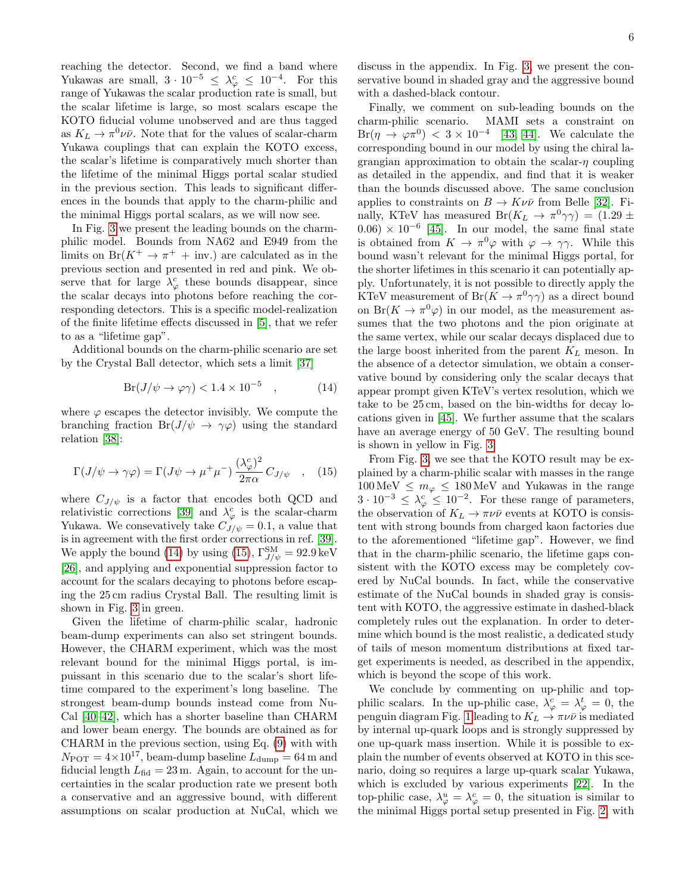reaching the detector. Second, we find a band where Yukawas are small, $3 \cdot 10^{-5} \leq \lambda_\varphi^c \leq 10^{-4}$. For this range of Yukawas the scalar production rate is small, but the scalar lifetime is large, so most scalars escape the KOTO fiducial volume unobserved and are thus tagged as $K_L \to \pi^0 \nu\bar{\nu}$. Note that for the values of scalar-charm Yukawa couplings that can explain the KOTO excess, the scalar's lifetime is comparatively much shorter than the lifetime of the minimal Higgs portal scalar studied in the previous section. This leads to significant differences in the bounds that apply to the charm-philic and the minimal Higgs portal scalars, as we will now see.

In Fig. 3 we present the leading bounds on the charm-philic model. Bounds from NA62 and E949 from the limits on $\mathrm{Br}(K^+ \to \pi^+ + \mathrm{inv.})$ are calculated as in the previous section and presented in red and pink. We observe that for large $\lambda_\varphi^c$ these bounds disappear, since the scalar decays into photons before reaching the corresponding detectors. This is a specific model-realization of the finite lifetime effects discussed in [5], that we refer to as a "lifetime gap".

Additional bounds on the charm-philic scenario are set by the Crystal Ball detector, which sets a limit [37]

$$\mathrm{Br}(J/\psi \to \varphi\gamma) < 1.4 \times 10^{-5} \quad , \tag{14}$$

where $\varphi$ escapes the detector invisibly. We compute the branching fraction $\mathrm{Br}(J/\psi \to \gamma\varphi)$ using the standard relation [38]:

$$\Gamma(J/\psi \to \gamma\varphi) = \Gamma(J\psi \to \mu^+\mu^-)\,\frac{(\lambda_\varphi^c)^2}{2\pi\alpha}\,C_{J/\psi} \quad , \tag{15}$$

where $C_{J/\psi}$ is a factor that encodes both QCD and relativistic corrections [39] and $\lambda_\varphi^c$ is the scalar-charm Yukawa. We consevatively take $C_{J/\psi} = 0.1$, a value that is in agreement with the first order corrections in ref. [39]. We apply the bound (14) by using (15), $\Gamma_{J/\psi}^{\mathrm{SM}} = 92.9\,\mathrm{keV}$ [26], and applying and exponential suppression factor to account for the scalars decaying to photons before escaping the 25 cm radius Crystal Ball. The resulting limit is shown in Fig. 3 in green.

Given the lifetime of charm-philic scalar, hadronic beam-dump experiments can also set stringent bounds. However, the CHARM experiment, which was the most relevant bound for the minimal Higgs portal, is impuissant in this scenario due to the scalar's short lifetime compared to the experiment's long baseline. The strongest beam-dump bounds instead come from NuCal [40–42], which has a shorter baseline than CHARM and lower beam energy. The bounds are obtained as for CHARM in the previous section, using Eq. (9) with with $N_{\mathrm{POT}} = 4 \times 10^{17}$, beam-dump baseline $L_{\mathrm{dump}} = 64\,\mathrm{m}$ and fiducial length $L_{\mathrm{fid}} = 23\,\mathrm{m}$. Again, to account for the uncertainties in the scalar production rate we present both a conservative and an aggressive bound, with different assumptions on scalar production at NuCal, which we discuss in the appendix. In Fig. 3, we present the conservative bound in shaded gray and the aggressive bound with a dashed-black contour.

Finally, we comment on sub-leading bounds on the charm-philic scenario. MAMI sets a constraint on $\mathrm{Br}(\eta \to \varphi\pi^0) < 3 \times 10^{-4}$ [43, 44]. We calculate the corresponding bound in our model by using the chiral lagrangian approximation to obtain the scalar-$\eta$ coupling as detailed in the appendix, and find that it is weaker than the bounds discussed above. The same conclusion applies to constraints on $B \to K\nu\bar{\nu}$ from Belle [32]. Finally, KTeV has measured $\mathrm{Br}(K_L \to \pi^0\gamma\gamma) = (1.29 \pm 0.06) \times 10^{-6}$ [45]. In our model, the same final state is obtained from $K \to \pi^0\varphi$ with $\varphi \to \gamma\gamma$. While this bound wasn't relevant for the minimal Higgs portal, for the shorter lifetimes in this scenario it can potentially apply. Unfortunately, it is not possible to directly apply the KTeV measurement of $\mathrm{Br}(K \to \pi^0\gamma\gamma)$ as a direct bound on $\mathrm{Br}(K \to \pi^0\varphi)$ in our model, as the measurement assumes that the two photons and the pion originate at the same vertex, while our scalar decays displaced due to the large boost inherited from the parent $K_L$ meson. In the absence of a detector simulation, we obtain a conservative bound by considering only the scalar decays that appear prompt given KTeV's vertex resolution, which we take to be 25 cm, based on the bin-widths for decay locations given in [45]. We further assume that the scalars have an average energy of 50 GeV. The resulting bound is shown in yellow in Fig. 3.

From Fig. 3, we see that the KOTO result may be explained by a charm-philic scalar with masses in the range $100\,\mathrm{MeV} \leq m_\varphi \leq 180\,\mathrm{MeV}$ and Yukawas in the range $3 \cdot 10^{-3} \leq \lambda_\varphi^c \leq 10^{-2}$. For these range of parameters, the observation of $K_L \to \pi\nu\bar{\nu}$ events at KOTO is consistent with strong bounds from charged kaon factories due to the aforementioned "lifetime gap". However, we find that in the charm-philic scenario, the lifetime gaps consistent with the KOTO excess may be completely covered by NuCal bounds. In fact, while the conservative estimate of the NuCal bounds in shaded gray is consistent with KOTO, the aggressive estimate in dashed-black completely rules out the explanation. In order to determine which bound is the most realistic, a dedicated study of tails of meson momentum distributions at fixed target experiments is needed, as described in the appendix, which is beyond the scope of this work.

We conclude by commenting on up-philic and top-philic scalars. In the up-philic case, $\lambda_\varphi^c = \lambda_\varphi^t = 0$, the penguin diagram Fig. 1 leading to $K_L \to \pi\nu\bar{\nu}$ is mediated by internal up-quark loops and is strongly suppressed by one up-quark mass insertion. While it is possible to explain the number of events observed at KOTO in this scenario, doing so requires a large up-quark scalar Yukawa, which is excluded by various experiments [22]. In the top-philic case, $\lambda_\varphi^u = \lambda_\varphi^c = 0$, the situation is similar to the minimal Higgs portal setup presented in Fig. 2, with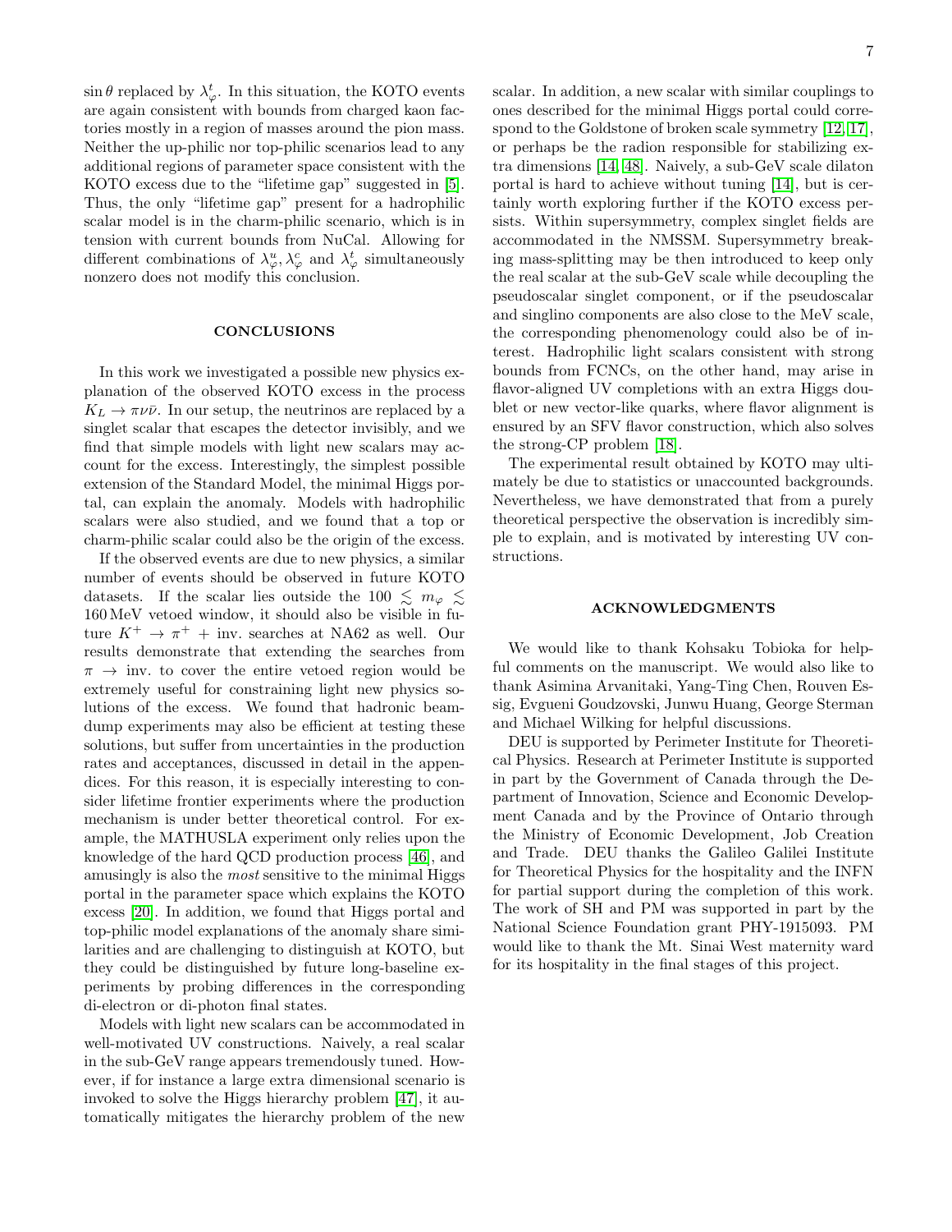$\sin\theta$ replaced by $\lambda^t_\varphi$. In this situation, the KOTO events are again consistent with bounds from charged kaon factories mostly in a region of masses around the pion mass. Neither the up-philic nor top-philic scenarios lead to any additional regions of parameter space consistent with the KOTO excess due to the "lifetime gap" suggested in [5]. Thus, the only "lifetime gap" present for a hadrophilic scalar model is in the charm-philic scenario, which is in tension with current bounds from NuCal. Allowing for different combinations of $\lambda^u_\varphi, \lambda^c_\varphi$ and $\lambda^t_\varphi$ simultaneously nonzero does not modify this conclusion.

## CONCLUSIONS

In this work we investigated a possible new physics explanation of the observed KOTO excess in the process $K_L \to \pi\nu\bar{\nu}$. In our setup, the neutrinos are replaced by a singlet scalar that escapes the detector invisibly, and we find that simple models with light new scalars may account for the excess. Interestingly, the simplest possible extension of the Standard Model, the minimal Higgs portal, can explain the anomaly. Models with hadrophilic scalars were also studied, and we found that a top or charm-philic scalar could also be the origin of the excess.

If the observed events are due to new physics, a similar number of events should be observed in future KOTO datasets. If the scalar lies outside the $100 \lesssim m_\varphi \lesssim 160\,\text{MeV}$ vetoed window, it should also be visible in future $K^+ \to \pi^+ +$ inv. searches at NA62 as well. Our results demonstrate that extending the searches from $\pi \to$ inv. to cover the entire vetoed region would be extremely useful for constraining light new physics solutions of the excess. We found that hadronic beam-dump experiments may also be efficient at testing these solutions, but suffer from uncertainties in the production rates and acceptances, discussed in detail in the appendices. For this reason, it is especially interesting to consider lifetime frontier experiments where the production mechanism is under better theoretical control. For example, the MATHUSLA experiment only relies upon the knowledge of the hard QCD production process [46], and amusingly is also the *most* sensitive to the minimal Higgs portal in the parameter space which explains the KOTO excess [20]. In addition, we found that Higgs portal and top-philic model explanations of the anomaly share similarities and are challenging to distinguish at KOTO, but they could be distinguished by future long-baseline experiments by probing differences in the corresponding di-electron or di-photon final states.

Models with light new scalars can be accommodated in well-motivated UV constructions. Naively, a real scalar in the sub-GeV range appears tremendously tuned. However, if for instance a large extra dimensional scenario is invoked to solve the Higgs hierarchy problem [47], it automatically mitigates the hierarchy problem of the new scalar. In addition, a new scalar with similar couplings to ones described for the minimal Higgs portal could correspond to the Goldstone of broken scale symmetry [12, 17], or perhaps be the radion responsible for stabilizing extra dimensions [14, 48]. Naively, a sub-GeV scale dilaton portal is hard to achieve without tuning [14], but is certainly worth exploring further if the KOTO excess persists. Within supersymmetry, complex singlet fields are accommodated in the NMSSM. Supersymmetry breaking mass-splitting may be then introduced to keep only the real scalar at the sub-GeV scale while decoupling the pseudoscalar singlet component, or if the pseudoscalar and singlino components are also close to the MeV scale, the corresponding phenomenology could also be of interest. Hadrophilic light scalars consistent with strong bounds from FCNCs, on the other hand, may arise in flavor-aligned UV completions with an extra Higgs doublet or new vector-like quarks, where flavor alignment is ensured by an SFV flavor construction, which also solves the strong-CP problem [18].

The experimental result obtained by KOTO may ultimately be due to statistics or unaccounted backgrounds. Nevertheless, we have demonstrated that from a purely theoretical perspective the observation is incredibly simple to explain, and is motivated by interesting UV constructions.

## ACKNOWLEDGMENTS

We would like to thank Kohsaku Tobioka for helpful comments on the manuscript. We would also like to thank Asimina Arvanitaki, Yang-Ting Chen, Rouven Essig, Evgueni Goudzovski, Junwu Huang, George Sterman and Michael Wilking for helpful discussions.

DEU is supported by Perimeter Institute for Theoretical Physics. Research at Perimeter Institute is supported in part by the Government of Canada through the Department of Innovation, Science and Economic Development Canada and by the Province of Ontario through the Ministry of Economic Development, Job Creation and Trade. DEU thanks the Galileo Galilei Institute for Theoretical Physics for the hospitality and the INFN for partial support during the completion of this work. The work of SH and PM was supported in part by the National Science Foundation grant PHY-1915093. PM would like to thank the Mt. Sinai West maternity ward for its hospitality in the final stages of this project.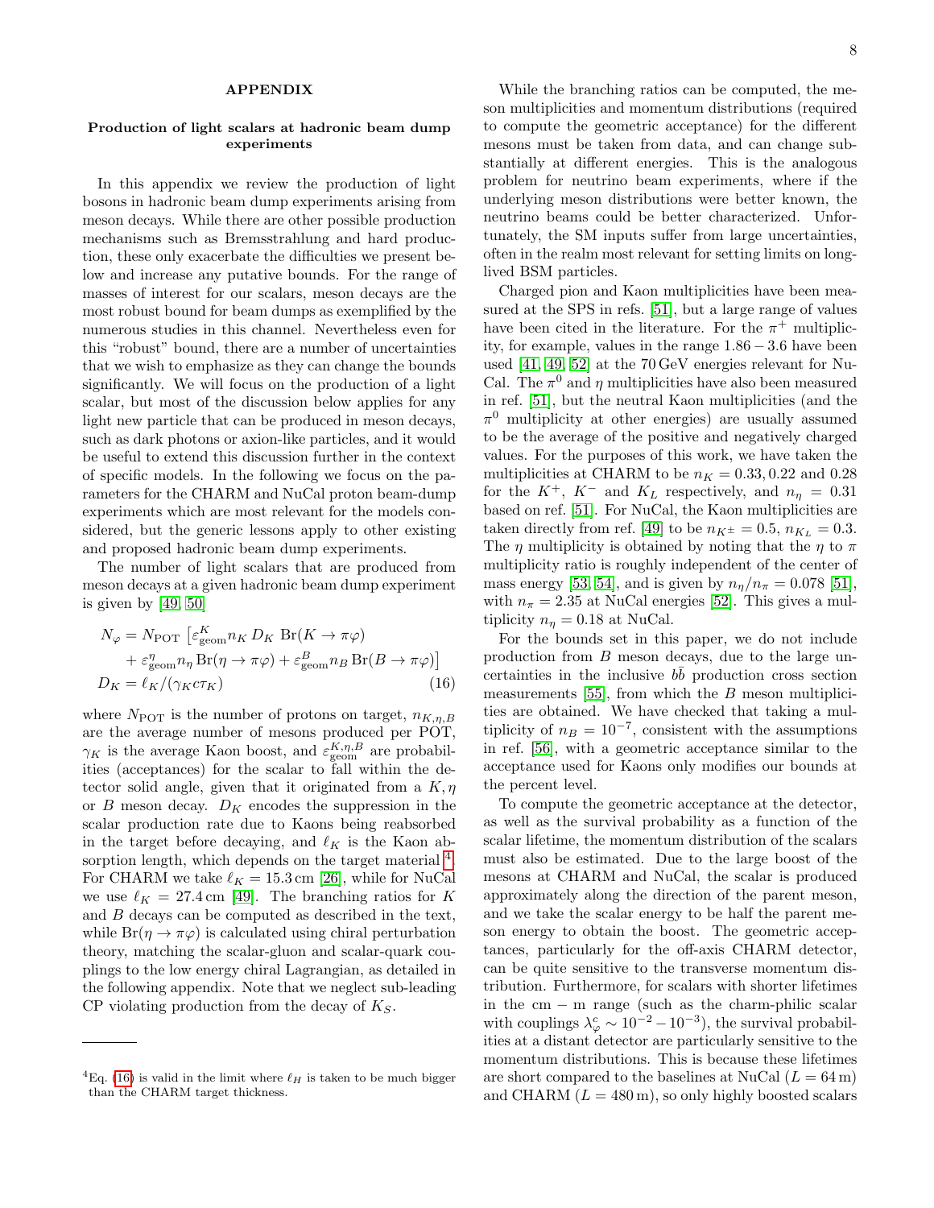## APPENDIX

### Production of light scalars at hadronic beam dump experiments

In this appendix we review the production of light bosons in hadronic beam dump experiments arising from meson decays. While there are other possible production mechanisms such as Bremsstrahlung and hard production, these only exacerbate the difficulties we present below and increase any putative bounds. For the range of masses of interest for our scalars, meson decays are the most robust bound for beam dumps as exemplified by the numerous studies in this channel. Nevertheless even for this "robust" bound, there are a number of uncertainties that we wish to emphasize as they can change the bounds significantly. We will focus on the production of a light scalar, but most of the discussion below applies for any light new particle that can be produced in meson decays, such as dark photons or axion-like particles, and it would be useful to extend this discussion further in the context of specific models. In the following we focus on the parameters for the CHARM and NuCal proton beam-dump experiments which are most relevant for the models considered, but the generic lessons apply to other existing and proposed hadronic beam dump experiments.

The number of light scalars that are produced from meson decays at a given hadronic beam dump experiment is given by [49, 50]

$$
\begin{aligned}
N_\varphi = N_{\rm POT}\, &\big[\varepsilon^{K}_{\rm geom} n_K\, D_K\, {\rm Br}(K\to\pi\varphi) \\
&+ \varepsilon^{\eta}_{\rm geom} n_\eta\, {\rm Br}(\eta\to\pi\varphi) + \varepsilon^{B}_{\rm geom} n_B\, {\rm Br}(B\to\pi\varphi)\big] \\
D_K = \ell_K/&(\gamma_K c\tau_K) \qquad\qquad (16)
\end{aligned}
$$

where $N_{\rm POT}$ is the number of protons on target, $n_{K,\eta,B}$ are the average number of mesons produced per POT, $\gamma_K$ is the average Kaon boost, and $\varepsilon^{K,\eta,B}_{\rm geom}$ are probabilities (acceptances) for the scalar to fall within the detector solid angle, given that it originated from a $K,\eta$ or $B$ meson decay. $D_K$ encodes the suppression in the scalar production rate due to Kaons being reabsorbed in the target before decaying, and $\ell_K$ is the Kaon absorption length, which depends on the target material [4]. For CHARM we take $\ell_K = 15.3\,$cm [26], while for NuCal we use $\ell_K = 27.4\,$cm [49]. The branching ratios for $K$ and $B$ decays can be computed as described in the text, while ${\rm Br}(\eta\to\pi\varphi)$ is calculated using chiral perturbation theory, matching the scalar-gluon and scalar-quark couplings to the low energy chiral Lagrangian, as detailed in the following appendix. Note that we neglect sub-leading CP violating production from the decay of $K_S$.

[4] Eq. (16) is valid in the limit where $\ell_H$ is taken to be much bigger than the CHARM target thickness.

While the branching ratios can be computed, the meson multiplicities and momentum distributions (required to compute the geometric acceptance) for the different mesons must be taken from data, and can change substantially at different energies. This is the analogous problem for neutrino beam experiments, where if the underlying meson distributions were better known, the neutrino beams could be better characterized. Unfortunately, the SM inputs suffer from large uncertainties, often in the realm most relevant for setting limits on long-lived BSM particles.

Charged pion and Kaon multiplicities have been measured at the SPS in refs. [51], but a large range of values have been cited in the literature. For the $\pi^+$ multiplicity, for example, values in the range $1.86-3.6$ have been used [41, 49, 52] at the 70 GeV energies relevant for NuCal. The $\pi^0$ and $\eta$ multiplicities have also been measured in ref. [51], but the neutral Kaon multiplicities (and the $\pi^0$ multiplicity at other energies) are usually assumed to be the average of the positive and negatively charged values. For the purposes of this work, we have taken the multiplicities at CHARM to be $n_K = 0.33, 0.22$ and $0.28$ for the $K^+$, $K^-$ and $K_L$ respectively, and $n_\eta = 0.31$ based on ref. [51]. For NuCal, the Kaon multiplicities are taken directly from ref. [49] to be $n_{K^\pm} = 0.5$, $n_{K_L} = 0.3$. The $\eta$ multiplicity is obtained by noting that the $\eta$ to $\pi$ multiplicity ratio is roughly independent of the center of mass energy [53, 54], and is given by $n_\eta/n_\pi = 0.078$ [51], with $n_\pi = 2.35$ at NuCal energies [52]. This gives a multiplicity $n_\eta = 0.18$ at NuCal.

For the bounds set in this paper, we do not include production from $B$ meson decays, due to the large uncertainties in the inclusive $b\bar{b}$ production cross section measurements [55], from which the $B$ meson multiplicities are obtained. We have checked that taking a multiplicity of $n_B = 10^{-7}$, consistent with the assumptions in ref. [56], with a geometric acceptance similar to the acceptance used for Kaons only modifies our bounds at the percent level.

To compute the geometric acceptance at the detector, as well as the survival probability as a function of the scalar lifetime, the momentum distribution of the scalars must also be estimated. Due to the large boost of the mesons at CHARM and NuCal, the scalar is produced approximately along the direction of the parent meson, and we take the scalar energy to be half the parent meson energy to obtain the boost. The geometric acceptances, particularly for the off-axis CHARM detector, can be quite sensitive to the transverse momentum distribution. Furthermore, for scalars with shorter lifetimes in the cm – m range (such as the charm-philic scalar with couplings $\lambda^c_\varphi \sim 10^{-2}-10^{-3}$), the survival probabilities at a distant detector are particularly sensitive to the momentum distributions. This is because these lifetimes are short compared to the baselines at NuCal ($L = 64\,$m) and CHARM ($L = 480\,$m), so only highly boosted scalars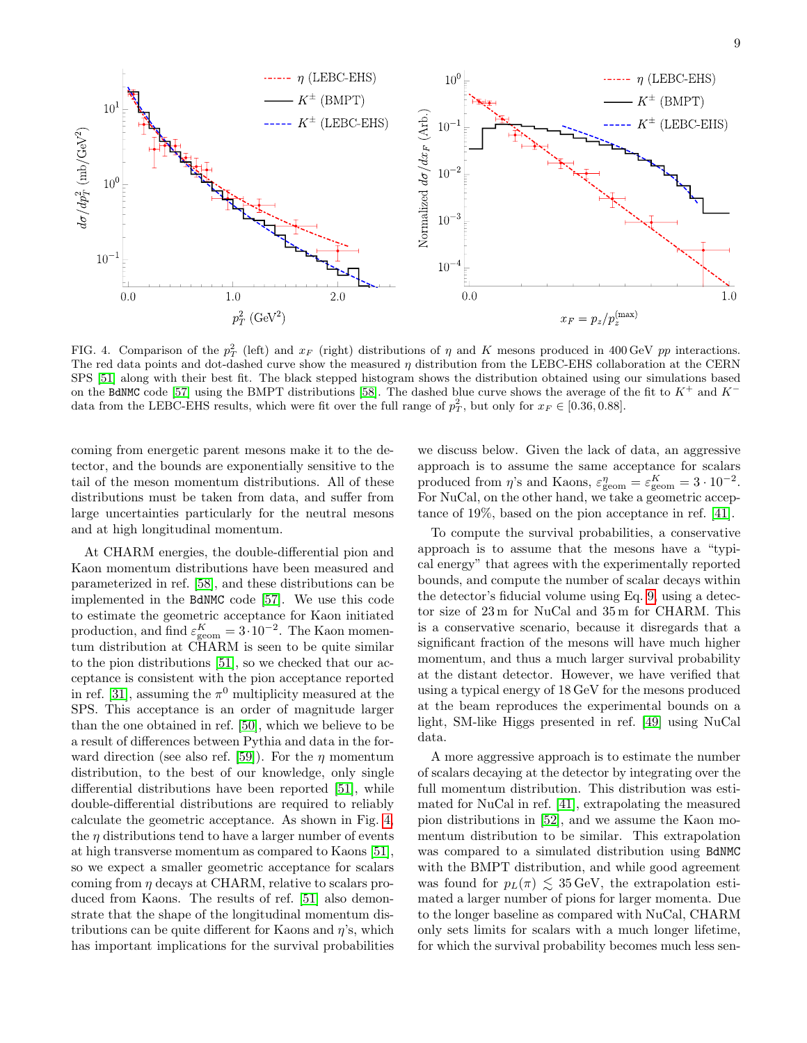FIG. 4. Comparison of the $p_T^2$ (left) and $x_F$ (right) distributions of $\eta$ and $K$ mesons produced in 400 GeV $pp$ interactions. The red data points and dot-dashed curve show the measured $\eta$ distribution from the LEBC-EHS collaboration at the CERN SPS [51] along with their best fit. The black stepped histogram shows the distribution obtained using our simulations based on the BdNMC code [57] using the BMPT distributions [58]. The dashed blue curve shows the average of the fit to $K^+$ and $K^-$ data from the LEBC-EHS results, which were fit over the full range of $p_T^2$, but only for $x_F \in [0.36, 0.88]$.

coming from energetic parent mesons make it to the detector, and the bounds are exponentially sensitive to the tail of the meson momentum distributions. All of these distributions must be taken from data, and suffer from large uncertainties particularly for the neutral mesons and at high longitudinal momentum.

At CHARM energies, the double-differential pion and Kaon momentum distributions have been measured and parameterized in ref. [58], and these distributions can be implemented in the BdNMC code [57]. We use this code to estimate the geometric acceptance for Kaon initiated production, and find $\varepsilon^K_{\rm geom} = 3 \cdot 10^{-2}$. The Kaon momentum distribution at CHARM is seen to be quite similar to the pion distributions [51], so we checked that our acceptance is consistent with the pion acceptance reported in ref. [31], assuming the $\pi^0$ multiplicity measured at the SPS. This acceptance is an order of magnitude larger than the one obtained in ref. [50], which we believe to be a result of differences between Pythia and data in the forward direction (see also ref. [59]). For the $\eta$ momentum distribution, to the best of our knowledge, only single differential distributions have been reported [51], while double-differential distributions are required to reliably calculate the geometric acceptance. As shown in Fig. 4, the $\eta$ distributions tend to have a larger number of events at high transverse momentum as compared to Kaons [51], so we expect a smaller geometric acceptance for scalars coming from $\eta$ decays at CHARM, relative to scalars produced from Kaons. The results of ref. [51] also demonstrate that the shape of the longitudinal momentum distributions can be quite different for Kaons and $\eta$'s, which has important implications for the survival probabilities we discuss below. Given the lack of data, an aggressive approach is to assume the same acceptance for scalars produced from $\eta$'s and Kaons, $\varepsilon^\eta_{\rm geom} = \varepsilon^K_{\rm geom} = 3 \cdot 10^{-2}$. For NuCal, on the other hand, we take a geometric acceptance of 19%, based on the pion acceptance in ref. [41].

To compute the survival probabilities, a conservative approach is to assume that the mesons have a "typical energy" that agrees with the experimentally reported bounds, and compute the number of scalar decays within the detector's fiducial volume using Eq. 9, using a detector size of 23 m for NuCal and 35 m for CHARM. This is a conservative scenario, because it disregards that a significant fraction of the mesons will have much higher momentum, and thus a much larger survival probability at the distant detector. However, we have verified that using a typical energy of 18 GeV for the mesons produced at the beam reproduces the experimental bounds on a light, SM-like Higgs presented in ref. [49] using NuCal data.

A more aggressive approach is to estimate the number of scalars decaying at the detector by integrating over the full momentum distribution. This distribution was estimated for NuCal in ref. [41], extrapolating the measured pion distributions in [52], and we assume the Kaon momentum distribution to be similar. This extrapolation was compared to a simulated distribution using BdNMC with the BMPT distribution, and while good agreement was found for $p_L(\pi) \lesssim 35$ GeV, the extrapolation estimated a larger number of pions for larger momenta. Due to the longer baseline as compared with NuCal, CHARM only sets limits for scalars with a much longer lifetime, for which the survival probability becomes much less sen-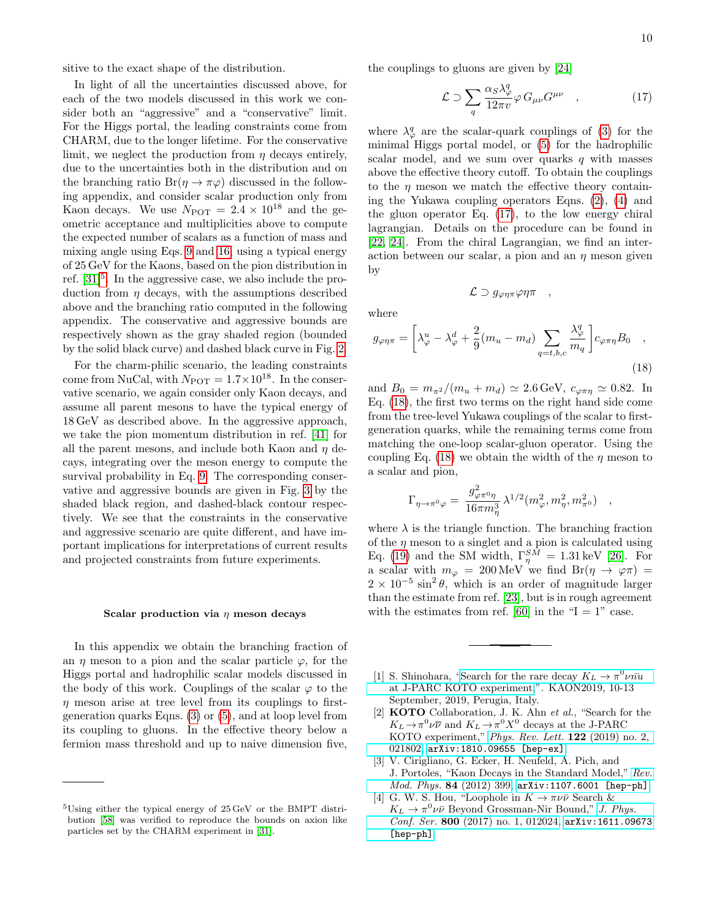sitive to the exact shape of the distribution.

In light of all the uncertainties discussed above, for each of the two models discussed in this work we consider both an "aggressive" and a "conservative" limit. For the Higgs portal, the leading constraints come from CHARM, due to the longer lifetime. For the conservative limit, we neglect the production from $\eta$ decays entirely, due to the uncertainties both in the distribution and on the branching ratio $\mathrm{Br}(\eta \to \pi\varphi)$ discussed in the following appendix, and consider scalar production only from Kaon decays. We use $N_{\mathrm{POT}} = 2.4 \times 10^{18}$ and the geometric acceptance and multiplicities above to compute the expected number of scalars as a function of mass and mixing angle using Eqs. 9 and 16, using a typical energy of 25 GeV for the Kaons, based on the pion distribution in ref. [31][5]. In the aggressive case, we also include the production from $\eta$ decays, with the assumptions described above and the branching ratio computed in the following appendix. The conservative and aggressive bounds are respectively shown as the gray shaded region (bounded by the solid black curve) and dashed black curve in Fig. 2.

For the charm-philic scenario, the leading constraints come from NuCal, with $N_{\mathrm{POT}} = 1.7 \times 10^{18}$. In the conservative scenario, we again consider only Kaon decays, and assume all parent mesons to have the typical energy of 18 GeV as described above. In the aggressive approach, we take the pion momentum distribution in ref. [41] for all the parent mesons, and include both Kaon and $\eta$ decays, integrating over the meson energy to compute the survival probability in Eq. 9. The corresponding conservative and aggressive bounds are given in Fig. 3 by the shaded black region, and dashed-black contour respectively. We see that the constraints in the conservative and aggressive scenario are quite different, and have important implications for interpretations of current results and projected constraints from future experiments.

### Scalar production via $\eta$ meson decays

In this appendix we obtain the branching fraction of an $\eta$ meson to a pion and the scalar particle $\varphi$, for the Higgs portal and hadrophilic scalar models discussed in the body of this work. Couplings of the scalar $\varphi$ to the $\eta$ meson arise at tree level from its couplings to first-generation quarks Eqns. (3) or (5), and at loop level from its coupling to gluons. In the effective theory below a fermion mass threshold and up to naive dimension five, the couplings to gluons are given by [24]

$$\mathcal{L} \supset \sum_q \frac{\alpha_S \lambda_\varphi^q}{12\pi v} \varphi \, G_{\mu\nu} G^{\mu\nu} \quad , \tag{17}$$

where $\lambda_\varphi^q$ are the scalar-quark couplings of (3) for the minimal Higgs portal model, or (5) for the hadrophilic scalar model, and we sum over quarks $q$ with masses above the effective theory cutoff. To obtain the couplings to the $\eta$ meson we match the effective theory containing the Yukawa coupling operators Eqns. (2), (4) and the gluon operator Eq. (17), to the low energy chiral lagrangian. Details on the procedure can be found in [22, 24]. From the chiral Lagrangian, we find an interaction between our scalar, a pion and an $\eta$ meson given by

$$\mathcal{L} \supset g_{\varphi\eta\pi} \varphi \eta \pi \quad ,$$

where

$$g_{\varphi\eta\pi} = \left[ \lambda_\varphi^u - \lambda_\varphi^d + \frac{2}{9}(m_u - m_d) \sum_{q=t,b,c} \frac{\lambda_\varphi^q}{m_q} \right] c_{\varphi\pi\eta} B_0 \quad , \tag{18}$$

and $B_0 = m_{\pi^2}/(m_u + m_d) \simeq 2.6\,\mathrm{GeV}$, $c_{\varphi\pi\eta} \simeq 0.82$. In Eq. (18), the first two terms on the right hand side come from the tree-level Yukawa couplings of the scalar to first-generation quarks, while the remaining terms come from matching the one-loop scalar-gluon operator. Using the coupling Eq. (18) we obtain the width of the $\eta$ meson to a scalar and pion,

$$\Gamma_{\eta \to \pi^0 \varphi} = \frac{g^2_{\varphi\pi^0\eta}}{16\pi m_\eta^3} \lambda^{1/2}(m_\varphi^2, m_\eta^2, m_{\pi^0}^2) \quad ,$$

where $\lambda$ is the triangle function. The branching fraction of the $\eta$ meson to a singlet and a pion is calculated using Eq. (19) and the SM width, $\Gamma_\eta^{SM} = 1.31\,\mathrm{keV}$ [26]. For a scalar with $m_\varphi = 200\,\mathrm{MeV}$ we find $\mathrm{Br}(\eta \to \varphi\pi) = 2 \times 10^{-5} \sin^2\theta$, which is an order of magnitude larger than the estimate from ref. [23], but is in rough agreement with the estimates from ref. [60] in the "I = 1" case.

---

[5] Using either the typical energy of 25 GeV or the BMPT distribution [58] was verified to reproduce the bounds on axion like particles set by the CHARM experiment in [31].

---

[1] S. Shinohara, "Search for the rare decay $K_L \to \pi^0 \nu \bar{\nu}$ at J-PARC KOTO experiment,". KAON2019, 10-13 September, 2019, Perugia, Italy.

[2] **KOTO** Collaboration, J. K. Ahn *et al.*, "Search for the $K_L \to \pi^0 \nu\bar{\nu}$ and $K_L \to \pi^0 X^0$ decays at the J-PARC KOTO experiment," *Phys. Rev. Lett.* **122** (2019) no. 2, 021802, `arXiv:1810.09655 [hep-ex]`.

[3] V. Cirigliano, G. Ecker, H. Neufeld, A. Pich, and J. Portoles, "Kaon Decays in the Standard Model," *Rev. Mod. Phys.* **84** (2012) 399, `arXiv:1107.6001 [hep-ph]`.

[4] G. W. S. Hou, "Loophole in $K \to \pi\nu\bar{\nu}$ Search & $K_L \to \pi^0 \nu\bar{\nu}$ Beyond Grossman-Nir Bound," *J. Phys. Conf. Ser.* **800** (2017) no. 1, 012024, `arXiv:1611.09673 [hep-ph]`.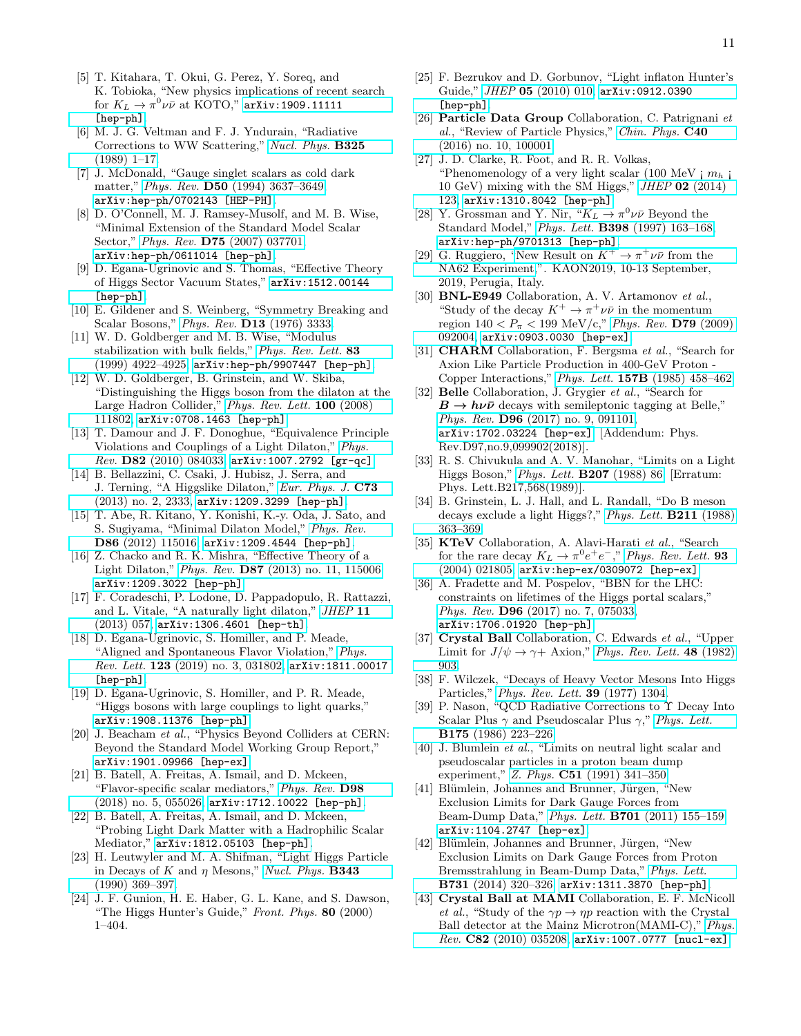[5] T. Kitahara, T. Okui, G. Perez, Y. Soreq, and K. Tobioka, "New physics implications of recent search for $K_L \to \pi^0 \nu\bar{\nu}$ at KOTO," arXiv:1909.11111 [hep-ph].

[6] M. J. G. Veltman and F. J. Yndurain, "Radiative Corrections to WW Scattering," *Nucl. Phys.* **B325** (1989) 1–17.

[7] J. McDonald, "Gauge singlet scalars as cold dark matter," *Phys. Rev.* **D50** (1994) 3637–3649, arXiv:hep-ph/0702143 [HEP-PH].

[8] D. O'Connell, M. J. Ramsey-Musolf, and M. B. Wise, "Minimal Extension of the Standard Model Scalar Sector," *Phys. Rev.* **D75** (2007) 037701, arXiv:hep-ph/0611014 [hep-ph].

[9] D. Egana-Ugrinovic and S. Thomas, "Effective Theory of Higgs Sector Vacuum States," arXiv:1512.00144 [hep-ph].

[10] E. Gildener and S. Weinberg, "Symmetry Breaking and Scalar Bosons," *Phys. Rev.* **D13** (1976) 3333.

[11] W. D. Goldberger and M. B. Wise, "Modulus stabilization with bulk fields," *Phys. Rev. Lett.* **83** (1999) 4922–4925, arXiv:hep-ph/9907447 [hep-ph].

[12] W. D. Goldberger, B. Grinstein, and W. Skiba, "Distinguishing the Higgs boson from the dilaton at the Large Hadron Collider," *Phys. Rev. Lett.* **100** (2008) 111802, arXiv:0708.1463 [hep-ph].

[13] T. Damour and J. F. Donoghue, "Equivalence Principle Violations and Couplings of a Light Dilaton," *Phys. Rev.* **D82** (2010) 084033, arXiv:1007.2792 [gr-qc].

[14] B. Bellazzini, C. Csaki, J. Hubisz, J. Serra, and J. Terning, "A Higgslike Dilaton," *Eur. Phys. J.* **C73** (2013) no. 2, 2333, arXiv:1209.3299 [hep-ph].

[15] T. Abe, R. Kitano, Y. Konishi, K.-y. Oda, J. Sato, and S. Sugiyama, "Minimal Dilaton Model," *Phys. Rev.* **D86** (2012) 115016, arXiv:1209.4544 [hep-ph].

[16] Z. Chacko and R. K. Mishra, "Effective Theory of a Light Dilaton," *Phys. Rev.* **D87** (2013) no. 11, 115006, arXiv:1209.3022 [hep-ph].

[17] F. Coradeschi, P. Lodone, D. Pappadopulo, R. Rattazzi, and L. Vitale, "A naturally light dilaton," *JHEP* **11** (2013) 057, arXiv:1306.4601 [hep-th].

[18] D. Egana-Ugrinovic, S. Homiller, and P. Meade, "Aligned and Spontaneous Flavor Violation," *Phys. Rev. Lett.* **123** (2019) no. 3, 031802, arXiv:1811.00017 [hep-ph].

[19] D. Egana-Ugrinovic, S. Homiller, and P. R. Meade, "Higgs bosons with large couplings to light quarks," arXiv:1908.11376 [hep-ph].

[20] J. Beacham *et al.*, "Physics Beyond Colliders at CERN: Beyond the Standard Model Working Group Report," arXiv:1901.09966 [hep-ex].

[21] B. Batell, A. Freitas, A. Ismail, and D. Mckeen, "Flavor-specific scalar mediators," *Phys. Rev.* **D98** (2018) no. 5, 055026, arXiv:1712.10022 [hep-ph].

[22] B. Batell, A. Freitas, A. Ismail, and D. Mckeen, "Probing Light Dark Matter with a Hadrophilic Scalar Mediator," arXiv:1812.05103 [hep-ph].

[23] H. Leutwyler and M. A. Shifman, "Light Higgs Particle in Decays of $K$ and $\eta$ Mesons," *Nucl. Phys.* **B343** (1990) 369–397.

[24] J. F. Gunion, H. E. Haber, G. L. Kane, and S. Dawson, "The Higgs Hunter's Guide," *Front. Phys.* **80** (2000) 1–404.

[25] F. Bezrukov and D. Gorbunov, "Light inflaton Hunter's Guide," *JHEP* **05** (2010) 010, arXiv:0912.0390 [hep-ph].

[26] **Particle Data Group** Collaboration, C. Patrignani *et al.*, "Review of Particle Physics," *Chin. Phys.* **C40** (2016) no. 10, 100001.

[27] J. D. Clarke, R. Foot, and R. R. Volkas, "Phenomenology of a very light scalar (100 MeV ¡ $m_h$ ¡ 10 GeV) mixing with the SM Higgs," *JHEP* **02** (2014) 123, arXiv:1310.8042 [hep-ph].

[28] Y. Grossman and Y. Nir, "$K_L \to \pi^0 \nu\bar{\nu}$ Beyond the Standard Model," *Phys. Lett.* **B398** (1997) 163–168, arXiv:hep-ph/9701313 [hep-ph].

[29] G. Ruggiero, "New Result on $K^+ \to \pi^+ \nu\bar{\nu}$ from the NA62 Experiment,". KAON2019, 10-13 September, 2019, Perugia, Italy.

[30] **BNL-E949** Collaboration, A. V. Artamonov *et al.*, "Study of the decay $K^+ \to \pi^+ \nu\bar{\nu}$ in the momentum region $140 < P_\pi < 199$ MeV/c," *Phys. Rev.* **D79** (2009) 092004, arXiv:0903.0030 [hep-ex].

[31] **CHARM** Collaboration, F. Bergsma *et al.*, "Search for Axion Like Particle Production in 400-GeV Proton - Copper Interactions," *Phys. Lett.* **157B** (1985) 458–462.

[32] **Belle** Collaboration, J. Grygier *et al.*, "Search for $B \to h\nu\bar{\nu}$ decays with semileptonic tagging at Belle," *Phys. Rev.* **D96** (2017) no. 9, 091101, arXiv:1702.03224 [hep-ex]. [Addendum: Phys. Rev.D97,no.9,099902(2018)].

[33] R. S. Chivukula and A. V. Manohar, "Limits on a Light Higgs Boson," *Phys. Lett.* **B207** (1988) 86. [Erratum: Phys. Lett.B217,568(1989)].

[34] B. Grinstein, L. J. Hall, and L. Randall, "Do B meson decays exclude a light Higgs?," *Phys. Lett.* **B211** (1988) 363–369.

[35] **KTeV** Collaboration, A. Alavi-Harati *et al.*, "Search for the rare decay $K_L \to \pi^0 e^+ e^-$," *Phys. Rev. Lett.* **93** (2004) 021805, arXiv:hep-ex/0309072 [hep-ex].

[36] A. Fradette and M. Pospelov, "BBN for the LHC: constraints on lifetimes of the Higgs portal scalars," *Phys. Rev.* **D96** (2017) no. 7, 075033, arXiv:1706.01920 [hep-ph].

[37] **Crystal Ball** Collaboration, C. Edwards *et al.*, "Upper Limit for $J/\psi \to \gamma +$ Axion," *Phys. Rev. Lett.* **48** (1982) 903.

[38] F. Wilczek, "Decays of Heavy Vector Mesons Into Higgs Particles," *Phys. Rev. Lett.* **39** (1977) 1304.

[39] P. Nason, "QCD Radiative Corrections to $\Upsilon$ Decay Into Scalar Plus $\gamma$ and Pseudoscalar Plus $\gamma$," *Phys. Lett.* **B175** (1986) 223–226.

[40] J. Blumlein *et al.*, "Limits on neutral light scalar and pseudoscalar particles in a proton beam dump experiment," *Z. Phys.* **C51** (1991) 341–350.

[41] Blümlein, Johannes and Brunner, Jürgen, "New Exclusion Limits for Dark Gauge Forces from Beam-Dump Data," *Phys. Lett.* **B701** (2011) 155–159, arXiv:1104.2747 [hep-ex].

[42] Blümlein, Johannes and Brunner, Jürgen, "New Exclusion Limits on Dark Gauge Forces from Proton Bremsstrahlung in Beam-Dump Data," *Phys. Lett.* **B731** (2014) 320–326, arXiv:1311.3870 [hep-ph].

[43] **Crystal Ball at MAMI** Collaboration, E. F. McNicoll *et al.*, "Study of the $\gamma p \to \eta p$ reaction with the Crystal Ball detector at the Mainz Microtron(MAMI-C)," *Phys. Rev.* **C82** (2010) 035208, arXiv:1007.0777 [nucl-ex].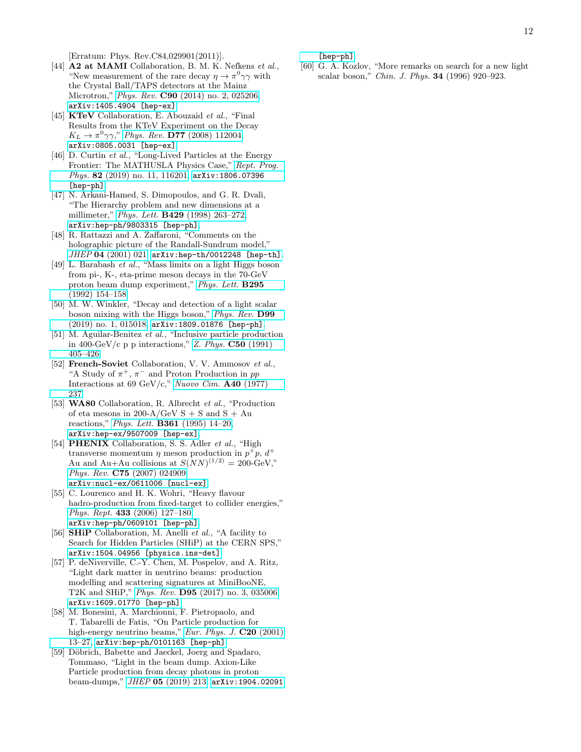[Erratum: Phys. Rev.C84,029901(2011)].

[44] **A2 at MAMI** Collaboration, B. M. K. Nefkens *et al.*, "New measurement of the rare decay $\eta \to \pi^0\gamma\gamma$ with the Crystal Ball/TAPS detectors at the Mainz Microtron," *Phys. Rev.* **C90** (2014) no. 2, 025206, arXiv:1405.4904 [hep-ex].

[45] **KTeV** Collaboration, E. Abouzaid *et al.*, "Final Results from the KTeV Experiment on the Decay $K_L \to \pi^0\gamma\gamma$," *Phys. Rev.* **D77** (2008) 112004, arXiv:0805.0031 [hep-ex].

[46] D. Curtin *et al.*, "Long-Lived Particles at the Energy Frontier: The MATHUSLA Physics Case," *Rept. Prog. Phys.* **82** (2019) no. 11, 116201, arXiv:1806.07396 [hep-ph].

[47] N. Arkani-Hamed, S. Dimopoulos, and G. R. Dvali, "The Hierarchy problem and new dimensions at a millimeter," *Phys. Lett.* **B429** (1998) 263–272, arXiv:hep-ph/9803315 [hep-ph].

[48] R. Rattazzi and A. Zaffaroni, "Comments on the holographic picture of the Randall-Sundrum model," *JHEP* **04** (2001) 021, arXiv:hep-th/0012248 [hep-th].

[49] L. Barabash *et al.*, "Mass limits on a light Higgs boson from pi-, K-, eta-prime meson decays in the 70-GeV proton beam dump experiment," *Phys. Lett.* **B295** (1992) 154–158.

[50] M. W. Winkler, "Decay and detection of a light scalar boson mixing with the Higgs boson," *Phys. Rev.* **D99** (2019) no. 1, 015018, arXiv:1809.01876 [hep-ph].

[51] M. Aguilar-Benitez *et al.*, "Inclusive particle production in 400-GeV/c p p interactions," *Z. Phys.* **C50** (1991) 405–426.

[52] **French-Soviet** Collaboration, V. V. Ammosov *et al.*, "A Study of $\pi^+$, $\pi^-$ and Proton Production in $pp$ Interactions at 69 GeV/c," *Nuovo Cim.* **A40** (1977) 237.

[53] **WA80** Collaboration, R. Albrecht *et al.*, "Production of eta mesons in 200-A/GeV S + S and S + Au reactions," *Phys. Lett.* **B361** (1995) 14–20, arXiv:hep-ex/9507009 [hep-ex].

[54] **PHENIX** Collaboration, S. S. Adler *et al.*, "High transverse momentum $\eta$ meson production in $p^+p$, $d^+$ Au and Au+Au collisions at $S(NN)^{(1/2)} = 200$-GeV," *Phys. Rev.* **C75** (2007) 024909, arXiv:nucl-ex/0611006 [nucl-ex].

[55] C. Lourenco and H. K. Wohri, "Heavy flavour hadro-production from fixed-target to collider energies," *Phys. Rept.* **433** (2006) 127–180, arXiv:hep-ph/0609101 [hep-ph].

[56] **SHiP** Collaboration, M. Anelli *et al.*, "A facility to Search for Hidden Particles (SHiP) at the CERN SPS," arXiv:1504.04956 [physics.ins-det].

[57] P. deNiverville, C.-Y. Chen, M. Pospelov, and A. Ritz, "Light dark matter in neutrino beams: production modelling and scattering signatures at MiniBooNE, T2K and SHiP," *Phys. Rev.* **D95** (2017) no. 3, 035006, arXiv:1609.01770 [hep-ph].

[58] M. Bonesini, A. Marchionni, F. Pietropaolo, and T. Tabarelli de Fatis, "On Particle production for high-energy neutrino beams," *Eur. Phys. J.* **C20** (2001) 13–27, arXiv:hep-ph/0101163 [hep-ph].

[59] Döbrich, Babette and Jaeckel, Joerg and Spadaro, Tommaso, "Light in the beam dump. Axion-Like Particle production from decay photons in proton beam-dumps," *JHEP* **05** (2019) 213, arXiv:1904.02091 [hep-ph].

[60] G. A. Kozlov, "More remarks on search for a new light scalar boson," *Chin. J. Phys.* **34** (1996) 920–923.